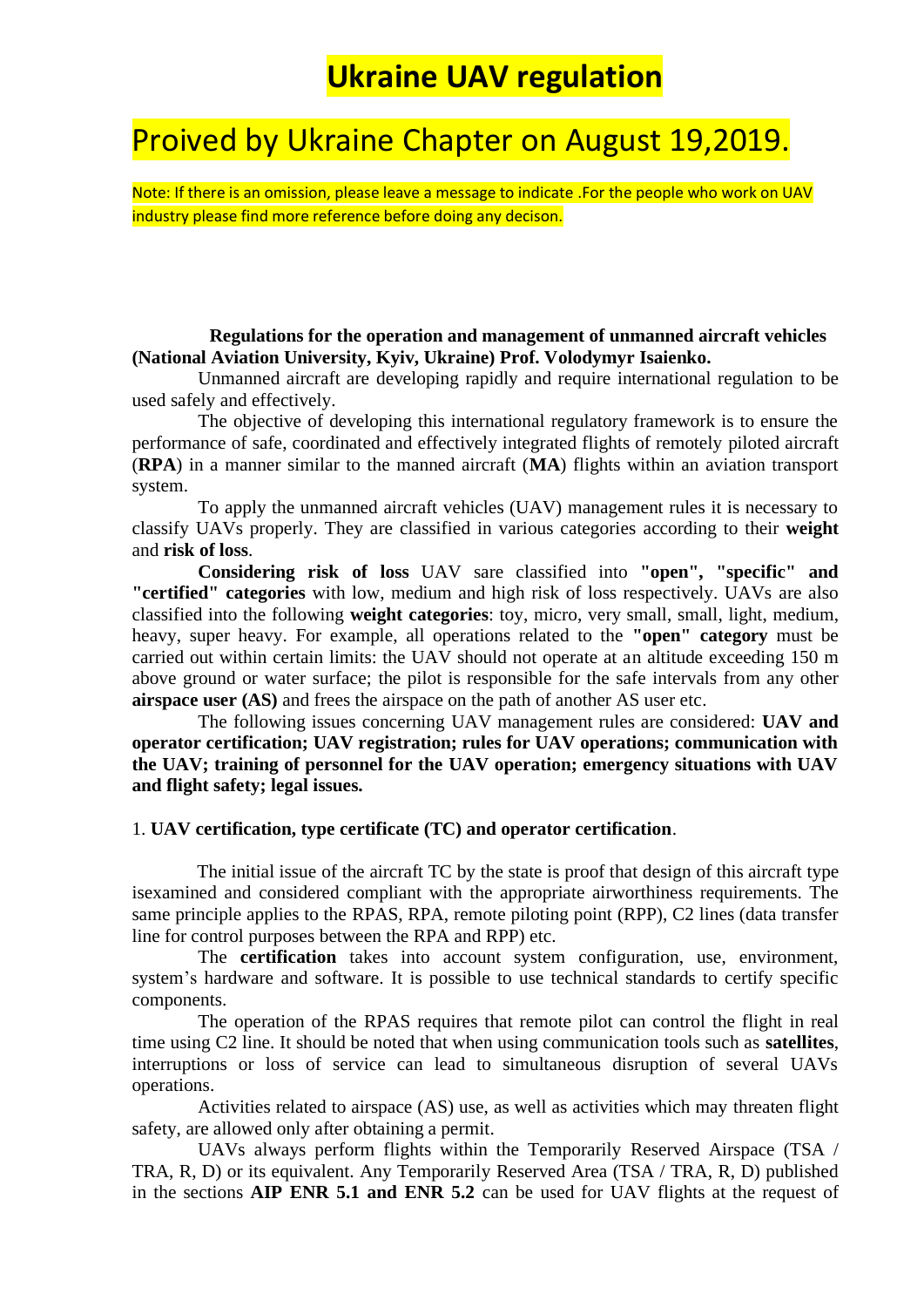# Ukraine UAV regulation

## Proived by Ukraine Chapter on August 19,2019.

Note: If there is an omission, please leave a message to indicate .For the people who work on UAV industry please find more reference before doing any decison.

**Regulations for the operation and management of unmanned aircraft vehicles (National Aviation University, Kyiv, Ukraine) Prof. Volodymyr Isaienko.**

Unmanned aircraft are developing rapidly and require international regulation to be used safely and effectively.

The objective of developing this international regulatory framework is to ensure the performance of safe, coordinated and effectively integrated flights of remotely piloted aircraft (**RPA**) in a manner similar to the manned aircraft (**MA**) flights within an aviation transport system.

To apply the unmanned aircraft vehicles (UAV) management rules it is necessary to classify UAVs properly. They are classified in various categories according to their **weight** and **risk of loss**.

**Considering risk of loss** UAV sare classified into **"open", "specific" and "certified" categories** with low, medium and high risk of loss respectively. UAVs are also classified into the following **weight categories**: toy, micro, very small, small, light, medium, heavy, super heavy. For example, all operations related to the **"open" category** must be carried out within certain limits: the UAV should not operate at an altitude exceeding 150 m above ground or water surface; the pilot is responsible for the safe intervals from any other **airspace user (AS)** and frees the airspace on the path of another AS user etc.

The following issues concerning UAV management rules are considered: **UAV and operator certification; UAV registration; rules for UAV operations; communication with the UAV; training of personnel for the UAV operation; emergency situations with UAV and flight safety; legal issues.**

1. **UAV certification, type certificate (TC) and operator certification**.

The initial issue of the aircraft TC by the state is proof that design of this aircraft type isexamined and considered compliant with the appropriate airworthiness requirements. The same principle applies to the RPAS, RPA, remote piloting point (RPP), C2 lines (data transfer line for control purposes between the RPA and RPP) etc.

The **certification** takes into account system configuration, use, environment, system's hardware and software. It is possible to use technical standards to certify specific components.

The operation of the RPAS requires that remote pilot can control the flight in real time using C2 line. It should be noted that when using communication tools such as **satellites**, interruptions or loss of service can lead to simultaneous disruption of several UAVs operations.

Activities related to airspace (AS) use, as well as activities which may threaten flight safety, are allowed only after obtaining a permit.

UAVs always perform flights within the Temporarily Reserved Airspace (TSA / TRA, R, D) or its equivalent. Any Temporarily Reserved Area (TSA / TRA, R, D) published in the sections **AIP ENR 5.1 and ENR 5.2** can be used for UAV flights at the request of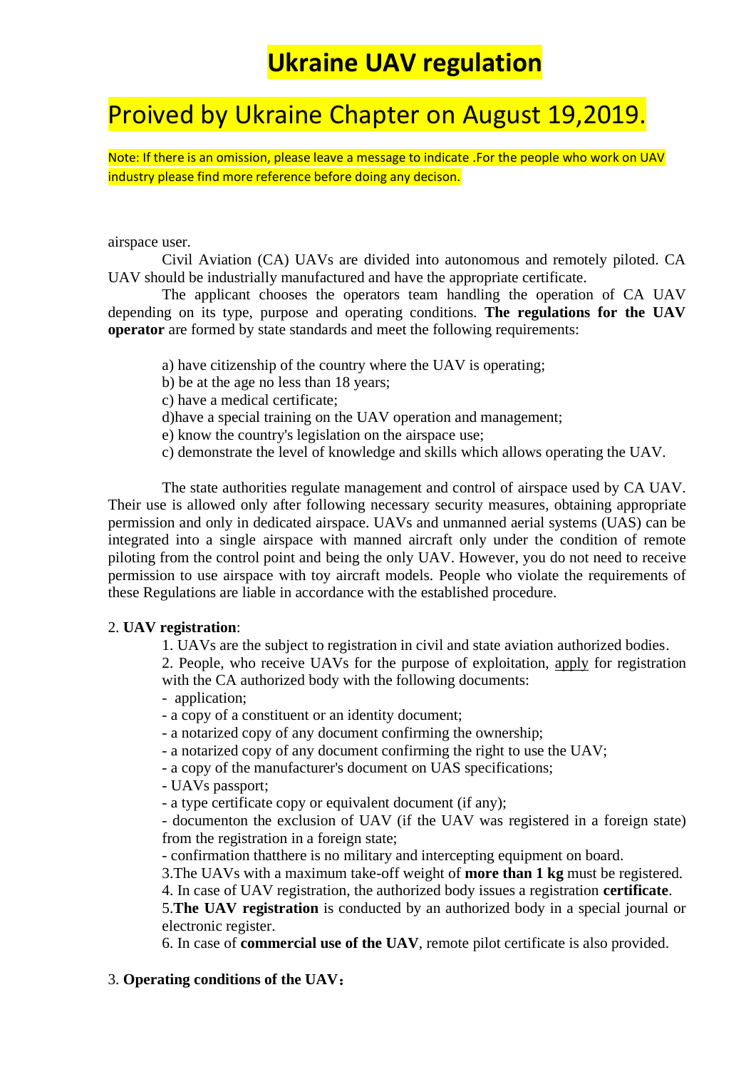# Ukraine UAV regulation

# Proived by Ukraine Chapter on August 19,2019.

Note: If there is an omission, please leave a message to indicate .For the people who work on UAV industry please find more reference before doing any decison.

airspace user.

Civil Aviation (CA) UAVs are divided into autonomous and remotely piloted. CA UAV should be industrially manufactured and have the appropriate certificate.

The applicant chooses the operators team handling the operation of CA UAV depending on its type, purpose and operating conditions. **The regulations for the UAV operator** are formed by state standards and meet the following requirements:

a) have citizenship of the country where the UAV is operating;
b) be at the age no less than 18 years;
c) have a medical certificate;
d)have a special training on the UAV operation and management;
e) know the country's legislation on the airspace use;
c) demonstrate the level of knowledge and skills which allows operating the UAV.

The state authorities regulate management and control of airspace used by CA UAV. Their use is allowed only after following necessary security measures, obtaining appropriate permission and only in dedicated airspace. UAVs and unmanned aerial systems (UAS) can be integrated into a single airspace with manned aircraft only under the condition of remote piloting from the control point and being the only UAV. However, you do not need to receive permission to use airspace with toy aircraft models. People who violate the requirements of these Regulations are liable in accordance with the established procedure.

2. **UAV registration**:

1. UAVs are the subject to registration in civil and state aviation authorized bodies.
2. People, who receive UAVs for the purpose of exploitation, apply for registration with the CA authorized body with the following documents:
- application;
- a copy of a constituent or an identity document;
- a notarized copy of any document confirming the ownership;
- a notarized copy of any document confirming the right to use the UAV;
- a copy of the manufacturer's document on UAS specifications;
- UAVs passport;
- a type certificate copy or equivalent document (if any);
- documenton the exclusion of UAV (if the UAV was registered in a foreign state) from the registration in a foreign state;
- confirmation thatthere is no military and intercepting equipment on board.
3.The UAVs with a maximum take-off weight of **more than 1 kg** must be registered.
4. In case of UAV registration, the authorized body issues a registration **certificate**.
5.**The UAV registration** is conducted by an authorized body in a special journal or electronic register.
6. In case of **commercial use of the UAV**, remote pilot certificate is also provided.

3. **Operating conditions of the UAV**：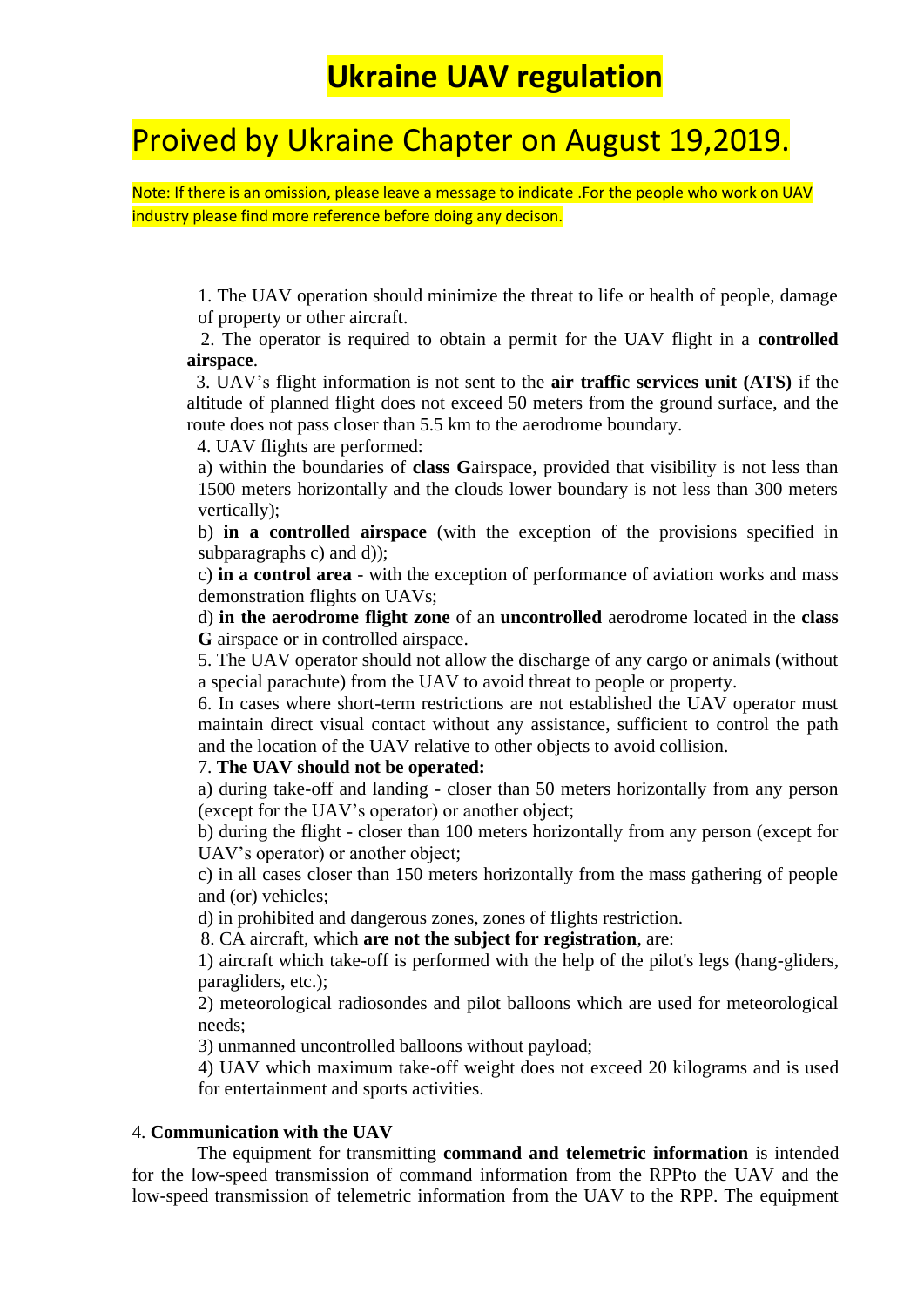# Ukraine UAV regulation

## Proived by Ukraine Chapter on August 19,2019.

Note: If there is an omission, please leave a message to indicate .For the people who work on UAV industry please find more reference before doing any decison.

1. The UAV operation should minimize the threat to life or health of people, damage of property or other aircraft.

2. The operator is required to obtain a permit for the UAV flight in a **controlled airspace**.

3. UAV's flight information is not sent to the **air traffic services unit (ATS)** if the altitude of planned flight does not exceed 50 meters from the ground surface, and the route does not pass closer than 5.5 km to the aerodrome boundary.

4. UAV flights are performed:

a) within the boundaries of **class G**airspace, provided that visibility is not less than 1500 meters horizontally and the clouds lower boundary is not less than 300 meters vertically);

b) **in a controlled airspace** (with the exception of the provisions specified in subparagraphs c) and d));

c) **in a control area** - with the exception of performance of aviation works and mass demonstration flights on UAVs;

d) **in the aerodrome flight zone** of an **uncontrolled** aerodrome located in the **class G** airspace or in controlled airspace.

5. The UAV operator should not allow the discharge of any cargo or animals (without a special parachute) from the UAV to avoid threat to people or property.

6. In cases where short-term restrictions are not established the UAV operator must maintain direct visual contact without any assistance, sufficient to control the path and the location of the UAV relative to other objects to avoid collision.

7. **The UAV should not be operated:**

a) during take-off and landing - closer than 50 meters horizontally from any person (except for the UAV's operator) or another object;

b) during the flight - closer than 100 meters horizontally from any person (except for UAV's operator) or another object;

c) in all cases closer than 150 meters horizontally from the mass gathering of people and (or) vehicles;

d) in prohibited and dangerous zones, zones of flights restriction.

8. CA aircraft, which **are not the subject for registration**, are:

1) aircraft which take-off is performed with the help of the pilot's legs (hang-gliders, paragliders, etc.);

2) meteorological radiosondes and pilot balloons which are used for meteorological needs;

3) unmanned uncontrolled balloons without payload;

4) UAV which maximum take-off weight does not exceed 20 kilograms and is used for entertainment and sports activities.

4. **Communication with the UAV**

The equipment for transmitting **command and telemetric information** is intended for the low-speed transmission of command information from the RPPto the UAV and the low-speed transmission of telemetric information from the UAV to the RPP. The equipment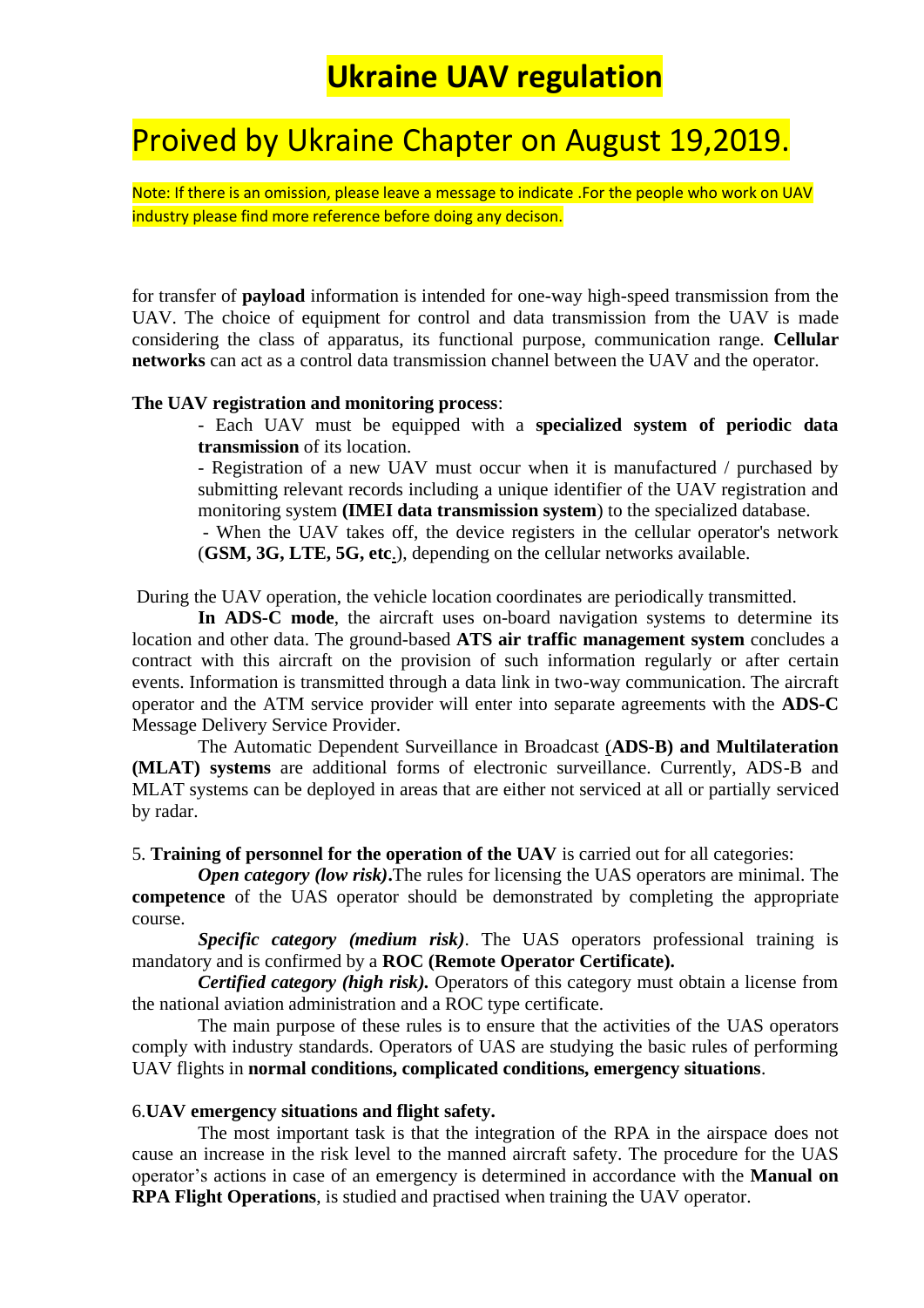# Ukraine UAV regulation

# Proived by Ukraine Chapter on August 19,2019.

Note: If there is an omission, please leave a message to indicate .For the people who work on UAV industry please find more reference before doing any decison.

for transfer of **payload** information is intended for one-way high-speed transmission from the UAV. The choice of equipment for control and data transmission from the UAV is made considering the class of apparatus, its functional purpose, communication range. **Cellular networks** can act as a control data transmission channel between the UAV and the operator.

**The UAV registration and monitoring process**:

- Each UAV must be equipped with a **specialized system of periodic data transmission** of its location.
- Registration of a new UAV must occur when it is manufactured / purchased by submitting relevant records including a unique identifier of the UAV registration and monitoring system **(IMEI data transmission system**) to the specialized database.
- When the UAV takes off, the device registers in the cellular operator's network (**GSM, 3G, LTE, 5G, etc**.), depending on the cellular networks available.

During the UAV operation, the vehicle location coordinates are periodically transmitted.

**In ADS-C mode**, the aircraft uses on-board navigation systems to determine its location and other data. The ground-based **ATS air traffic management system** concludes a contract with this aircraft on the provision of such information regularly or after certain events. Information is transmitted through a data link in two-way communication. The aircraft operator and the ATM service provider will enter into separate agreements with the **ADS-C** Message Delivery Service Provider.

The Automatic Dependent Surveillance in Broadcast (**ADS-B) and Multilateration (MLAT) systems** are additional forms of electronic surveillance. Currently, ADS-B and MLAT systems can be deployed in areas that are either not serviced at all or partially serviced by radar.

5. **Training of personnel for the operation of the UAV** is carried out for all categories:

***Open category (low risk)*.**The rules for licensing the UAS operators are minimal. The **competence** of the UAS operator should be demonstrated by completing the appropriate course.

***Specific category (medium risk)***. The UAS operators professional training is mandatory and is confirmed by a **ROC (Remote Operator Certificate).**

***Certified category (high risk).*** Operators of this category must obtain a license from the national aviation administration and a ROC type certificate.

The main purpose of these rules is to ensure that the activities of the UAS operators comply with industry standards. Operators of UAS are studying the basic rules of performing UAV flights in **normal conditions, complicated conditions, emergency situations**.

6.**UAV emergency situations and flight safety.**

The most important task is that the integration of the RPA in the airspace does not cause an increase in the risk level to the manned aircraft safety. The procedure for the UAS operator's actions in case of an emergency is determined in accordance with the **Manual on RPA Flight Operations**, is studied and practised when training the UAV operator.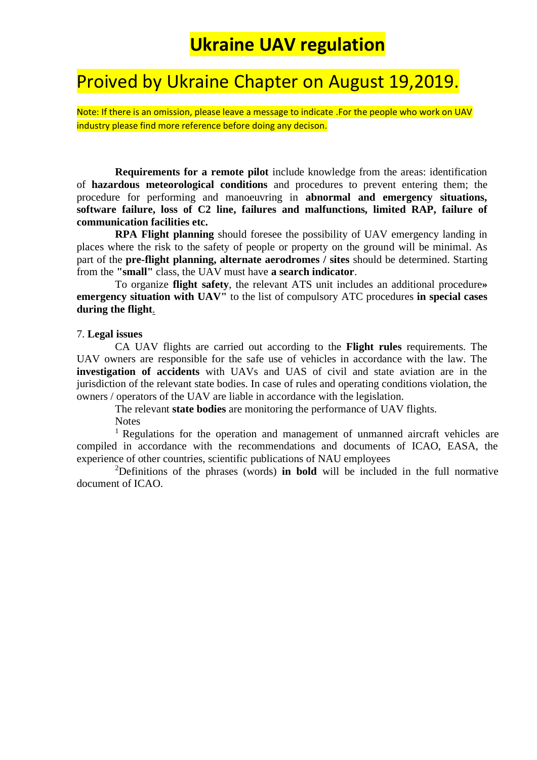# Ukraine UAV regulation

## Proived by Ukraine Chapter on August 19,2019.

Note: If there is an omission, please leave a message to indicate .For the people who work on UAV industry please find more reference before doing any decison.

**Requirements for a remote pilot** include knowledge from the areas: identification of **hazardous meteorological conditions** and procedures to prevent entering them; the procedure for performing and manoeuvring in **abnormal and emergency situations, software failure, loss of C2 line, failures and malfunctions, limited RAP, failure of communication facilities etc.**

**RPA Flight planning** should foresee the possibility of UAV emergency landing in places where the risk to the safety of people or property on the ground will be minimal. As part of the **pre-flight planning, alternate aerodromes / sites** should be determined. Starting from the **"small"** class, the UAV must have **a search indicator**.

To organize **flight safety**, the relevant ATS unit includes an additional procedure**» emergency situation with UAV"** to the list of compulsory ATC procedures **in special cases during the flight**.

7. **Legal issues**

CA UAV flights are carried out according to the **Flight rules** requirements. The UAV owners are responsible for the safe use of vehicles in accordance with the law. The **investigation of accidents** with UAVs and UAS of civil and state aviation are in the jurisdiction of the relevant state bodies. In case of rules and operating conditions violation, the owners / operators of the UAV are liable in accordance with the legislation.

The relevant **state bodies** are monitoring the performance of UAV flights.

Notes

[1] Regulations for the operation and management of unmanned aircraft vehicles are compiled in accordance with the recommendations and documents of ICAO, EASA, the experience of other countries, scientific publications of NAU employees

[2]Definitions of the phrases (words) **in bold** will be included in the full normative document of ICAO.